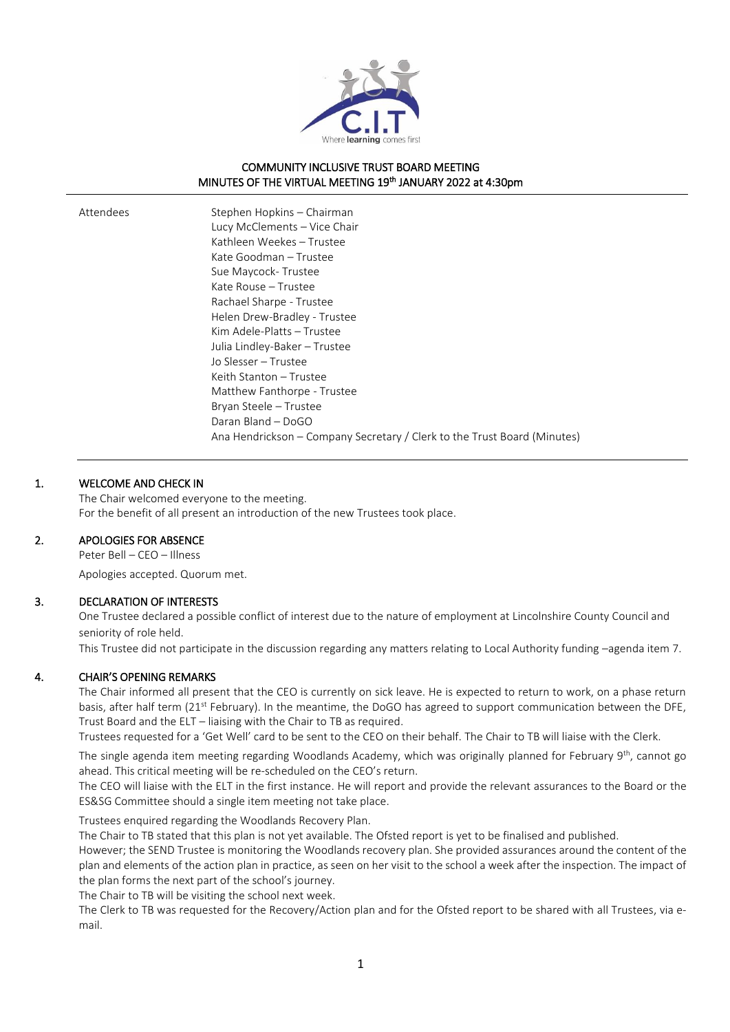# COMMUNITY INCLUSIVE TRUST BOARD MEETING

## MINUTES OF THE VIRTUAL MEETING 19th JANUARY 2022 at 4:30pm

| Attendees | |
|---|---|
| | Stephen Hopkins – Chairman |
| | Lucy McClements – Vice Chair |
| | Kathleen Weekes – Trustee |
| | Kate Goodman – Trustee |
| | Sue Maycock- Trustee |
| | Kate Rouse – Trustee |
| | Rachael Sharpe - Trustee |
| | Helen Drew-Bradley - Trustee |
| | Kim Adele-Platts – Trustee |
| | Julia Lindley-Baker – Trustee |
| | Jo Slesser – Trustee |
| | Keith Stanton – Trustee |
| | Matthew Fanthorpe - Trustee |
| | Bryan Steele – Trustee |
| | Daran Bland – DoGO |
| | Ana Hendrickson – Company Secretary / Clerk to the Trust Board (Minutes) |

### 1. WELCOME AND CHECK IN

The Chair welcomed everyone to the meeting.
For the benefit of all present an introduction of the new Trustees took place.

### 2. APOLOGIES FOR ABSENCE

Peter Bell – CEO – Illness

Apologies accepted. Quorum met.

### 3. DECLARATION OF INTERESTS

One Trustee declared a possible conflict of interest due to the nature of employment at Lincolnshire County Council and seniority of role held.

This Trustee did not participate in the discussion regarding any matters relating to Local Authority funding –agenda item 7.

### 4. CHAIR'S OPENING REMARKS

The Chair informed all present that the CEO is currently on sick leave. He is expected to return to work, on a phase return basis, after half term (21st February). In the meantime, the DoGO has agreed to support communication between the DFE, Trust Board and the ELT – liaising with the Chair to TB as required.

Trustees requested for a 'Get Well' card to be sent to the CEO on their behalf. The Chair to TB will liaise with the Clerk.

The single agenda item meeting regarding Woodlands Academy, which was originally planned for February 9th, cannot go ahead. This critical meeting will be re-scheduled on the CEO's return.

The CEO will liaise with the ELT in the first instance. He will report and provide the relevant assurances to the Board or the ES&SG Committee should a single item meeting not take place.

Trustees enquired regarding the Woodlands Recovery Plan.

The Chair to TB stated that this plan is not yet available. The Ofsted report is yet to be finalised and published.

However; the SEND Trustee is monitoring the Woodlands recovery plan. She provided assurances around the content of the plan and elements of the action plan in practice, as seen on her visit to the school a week after the inspection. The impact of the plan forms the next part of the school's journey.

The Chair to TB will be visiting the school next week.

The Clerk to TB was requested for the Recovery/Action plan and for the Ofsted report to be shared with all Trustees, via e-mail.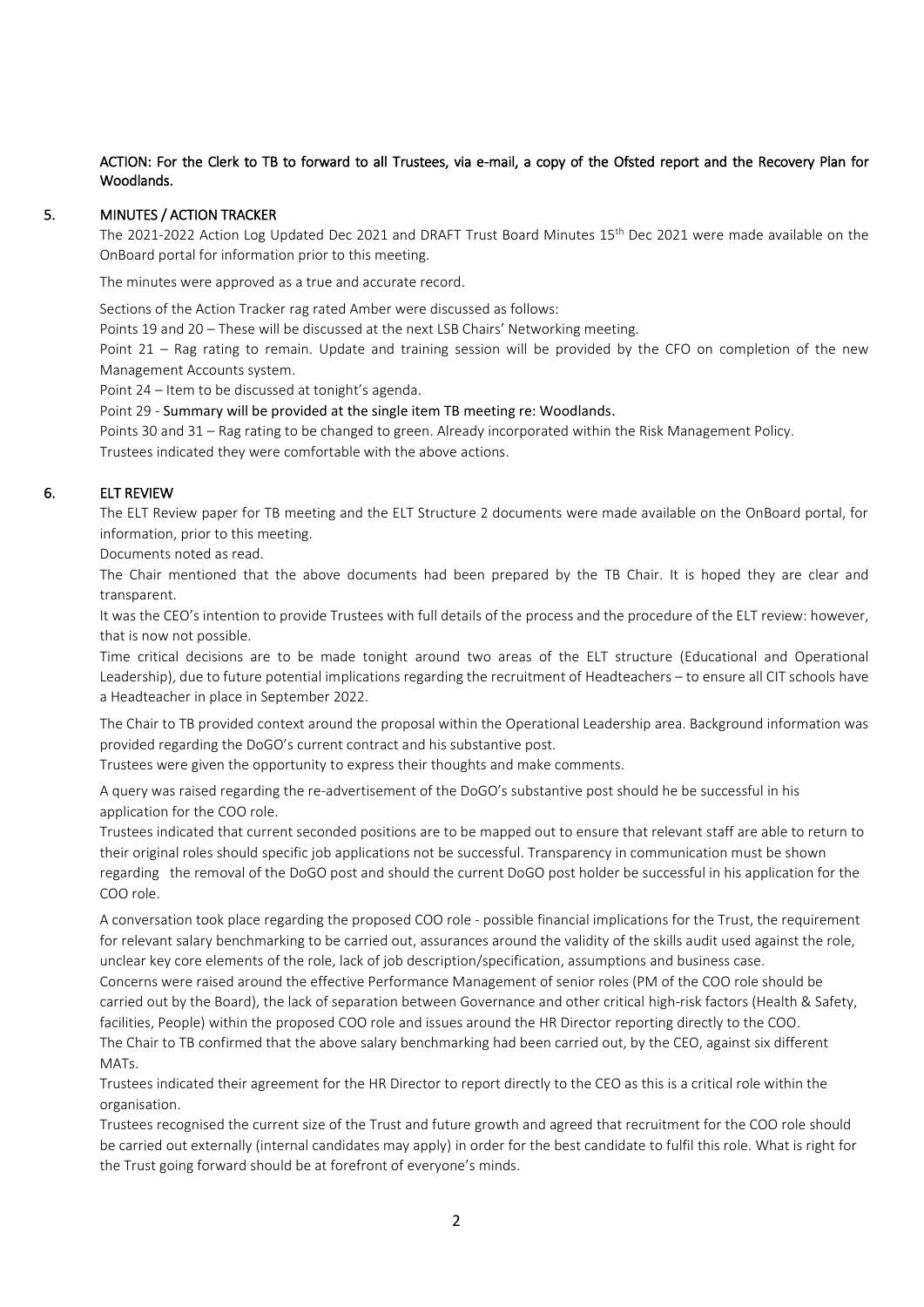**ACTION: For the Clerk to TB to forward to all Trustees, via e-mail, a copy of the Ofsted report and the Recovery Plan for Woodlands.**

## 5. MINUTES / ACTION TRACKER

The 2021-2022 Action Log Updated Dec 2021 and DRAFT Trust Board Minutes 15th Dec 2021 were made available on the OnBoard portal for information prior to this meeting.

The minutes were approved as a true and accurate record.

Sections of the Action Tracker rag rated Amber were discussed as follows:

Points 19 and 20 – These will be discussed at the next LSB Chairs' Networking meeting.

Point 21 – Rag rating to remain. Update and training session will be provided by the CFO on completion of the new Management Accounts system.

Point 24 – Item to be discussed at tonight's agenda.

Point 29 - Summary will be provided at the single item TB meeting re: Woodlands.

Points 30 and 31 – Rag rating to be changed to green. Already incorporated within the Risk Management Policy.

Trustees indicated they were comfortable with the above actions.

## 6. ELT REVIEW

The ELT Review paper for TB meeting and the ELT Structure 2 documents were made available on the OnBoard portal, for information, prior to this meeting.

Documents noted as read.

The Chair mentioned that the above documents had been prepared by the TB Chair. It is hoped they are clear and transparent.

It was the CEO's intention to provide Trustees with full details of the process and the procedure of the ELT review: however, that is now not possible.

Time critical decisions are to be made tonight around two areas of the ELT structure (Educational and Operational Leadership), due to future potential implications regarding the recruitment of Headteachers – to ensure all CIT schools have a Headteacher in place in September 2022.

The Chair to TB provided context around the proposal within the Operational Leadership area. Background information was provided regarding the DoGO's current contract and his substantive post.

Trustees were given the opportunity to express their thoughts and make comments.

A query was raised regarding the re-advertisement of the DoGO's substantive post should he be successful in his application for the COO role.

Trustees indicated that current seconded positions are to be mapped out to ensure that relevant staff are able to return to their original roles should specific job applications not be successful. Transparency in communication must be shown regarding the removal of the DoGO post and should the current DoGO post holder be successful in his application for the COO role.

A conversation took place regarding the proposed COO role - possible financial implications for the Trust, the requirement for relevant salary benchmarking to be carried out, assurances around the validity of the skills audit used against the role, unclear key core elements of the role, lack of job description/specification, assumptions and business case.

Concerns were raised around the effective Performance Management of senior roles (PM of the COO role should be carried out by the Board), the lack of separation between Governance and other critical high-risk factors (Health & Safety, facilities, People) within the proposed COO role and issues around the HR Director reporting directly to the COO.

The Chair to TB confirmed that the above salary benchmarking had been carried out, by the CEO, against six different MATs.

Trustees indicated their agreement for the HR Director to report directly to the CEO as this is a critical role within the organisation.

Trustees recognised the current size of the Trust and future growth and agreed that recruitment for the COO role should be carried out externally (internal candidates may apply) in order for the best candidate to fulfil this role. What is right for the Trust going forward should be at forefront of everyone's minds.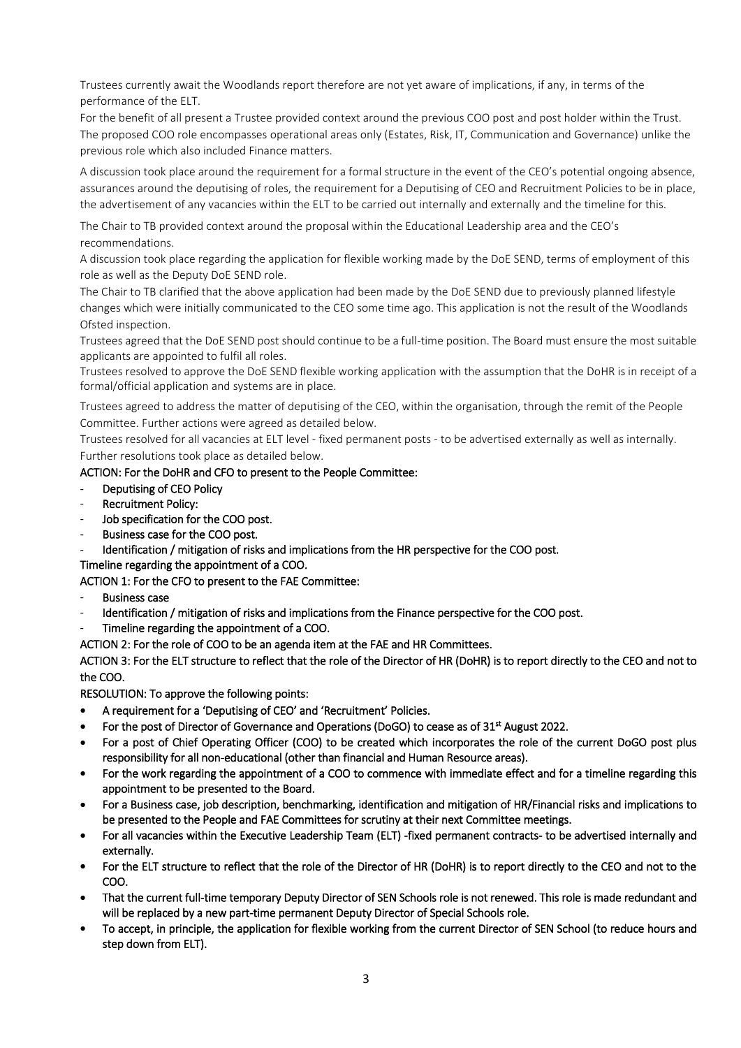Trustees currently await the Woodlands report therefore are not yet aware of implications, if any, in terms of the performance of the ELT.

For the benefit of all present a Trustee provided context around the previous COO post and post holder within the Trust. The proposed COO role encompasses operational areas only (Estates, Risk, IT, Communication and Governance) unlike the previous role which also included Finance matters.

A discussion took place around the requirement for a formal structure in the event of the CEO's potential ongoing absence, assurances around the deputising of roles, the requirement for a Deputising of CEO and Recruitment Policies to be in place, the advertisement of any vacancies within the ELT to be carried out internally and externally and the timeline for this.

The Chair to TB provided context around the proposal within the Educational Leadership area and the CEO's recommendations.

A discussion took place regarding the application for flexible working made by the DoE SEND, terms of employment of this role as well as the Deputy DoE SEND role.

The Chair to TB clarified that the above application had been made by the DoE SEND due to previously planned lifestyle changes which were initially communicated to the CEO some time ago. This application is not the result of the Woodlands Ofsted inspection.

Trustees agreed that the DoE SEND post should continue to be a full-time position. The Board must ensure the most suitable applicants are appointed to fulfil all roles.

Trustees resolved to approve the DoE SEND flexible working application with the assumption that the DoHR is in receipt of a formal/official application and systems are in place.

Trustees agreed to address the matter of deputising of the CEO, within the organisation, through the remit of the People Committee. Further actions were agreed as detailed below.

Trustees resolved for all vacancies at ELT level - fixed permanent posts - to be advertised externally as well as internally. Further resolutions took place as detailed below.

**ACTION: For the DoHR and CFO to present to the People Committee:**

- **Deputising of CEO Policy**
- **Recruitment Policy:**
- **Job specification for the COO post.**
- **Business case for the COO post.**
- **Identification / mitigation of risks and implications from the HR perspective for the COO post.**

**Timeline regarding the appointment of a COO.**

**ACTION 1: For the CFO to present to the FAE Committee:**

- **Business case**
- **Identification / mitigation of risks and implications from the Finance perspective for the COO post.**
- **Timeline regarding the appointment of a COO.**

**ACTION 2: For the role of COO to be an agenda item at the FAE and HR Committees.**

**ACTION 3: For the ELT structure to reflect that the role of the Director of HR (DoHR) is to report directly to the CEO and not to the COO.**

**RESOLUTION: To approve the following points:**

- **A requirement for a 'Deputising of CEO' and 'Recruitment' Policies.**
- **For the post of Director of Governance and Operations (DoGO) to cease as of 31st August 2022.**
- **For a post of Chief Operating Officer (COO) to be created which incorporates the role of the current DoGO post plus responsibility for all non-educational (other than financial and Human Resource areas).**
- **For the work regarding the appointment of a COO to commence with immediate effect and for a timeline regarding this appointment to be presented to the Board.**
- **For a Business case, job description, benchmarking, identification and mitigation of HR/Financial risks and implications to be presented to the People and FAE Committees for scrutiny at their next Committee meetings.**
- **For all vacancies within the Executive Leadership Team (ELT) -fixed permanent contracts- to be advertised internally and externally.**
- **For the ELT structure to reflect that the role of the Director of HR (DoHR) is to report directly to the CEO and not to the COO.**
- **That the current full-time temporary Deputy Director of SEN Schools role is not renewed. This role is made redundant and will be replaced by a new part-time permanent Deputy Director of Special Schools role.**
- **To accept, in principle, the application for flexible working from the current Director of SEN School (to reduce hours and step down from ELT).**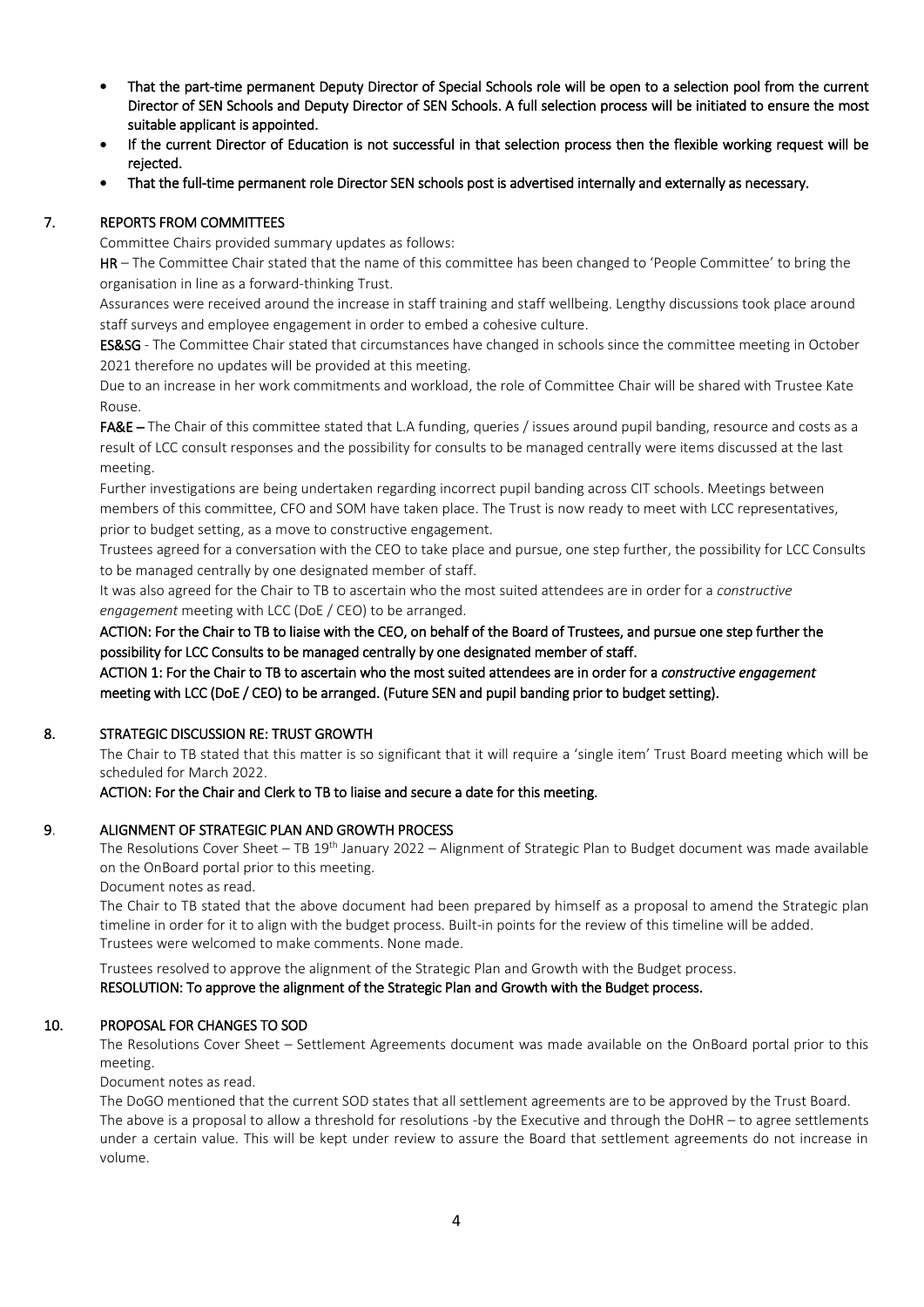- **That the part-time permanent Deputy Director of Special Schools role will be open to a selection pool from the current Director of SEN Schools and Deputy Director of SEN Schools. A full selection process will be initiated to ensure the most suitable applicant is appointed.**
- **If the current Director of Education is not successful in that selection process then the flexible working request will be rejected.**
- **That the full-time permanent role Director SEN schools post is advertised internally and externally as necessary.**

## 7. REPORTS FROM COMMITTEES

Committee Chairs provided summary updates as follows:

**HR** – The Committee Chair stated that the name of this committee has been changed to 'People Committee' to bring the organisation in line as a forward-thinking Trust.

Assurances were received around the increase in staff training and staff wellbeing. Lengthy discussions took place around staff surveys and employee engagement in order to embed a cohesive culture.

**ES&SG** - The Committee Chair stated that circumstances have changed in schools since the committee meeting in October 2021 therefore no updates will be provided at this meeting.

Due to an increase in her work commitments and workload, the role of Committee Chair will be shared with Trustee Kate Rouse.

**FA&E** – The Chair of this committee stated that L.A funding, queries / issues around pupil banding, resource and costs as a result of LCC consult responses and the possibility for consults to be managed centrally were items discussed at the last meeting.

Further investigations are being undertaken regarding incorrect pupil banding across CIT schools. Meetings between members of this committee, CFO and SOM have taken place. The Trust is now ready to meet with LCC representatives, prior to budget setting, as a move to constructive engagement.

Trustees agreed for a conversation with the CEO to take place and pursue, one step further, the possibility for LCC Consults to be managed centrally by one designated member of staff.

It was also agreed for the Chair to TB to ascertain who the most suited attendees are in order for a *constructive engagement* meeting with LCC (DoE / CEO) to be arranged.

**ACTION: For the Chair to TB to liaise with the CEO, on behalf of the Board of Trustees, and pursue one step further the possibility for LCC Consults to be managed centrally by one designated member of staff.**

**ACTION 1: For the Chair to TB to ascertain who the most suited attendees are in order for a *constructive engagement* meeting with LCC (DoE / CEO) to be arranged. (Future SEN and pupil banding prior to budget setting).**

## 8. STRATEGIC DISCUSSION RE: TRUST GROWTH

The Chair to TB stated that this matter is so significant that it will require a 'single item' Trust Board meeting which will be scheduled for March 2022.

**ACTION: For the Chair and Clerk to TB to liaise and secure a date for this meeting.**

## 9. ALIGNMENT OF STRATEGIC PLAN AND GROWTH PROCESS

The Resolutions Cover Sheet – TB 19th January 2022 – Alignment of Strategic Plan to Budget document was made available on the OnBoard portal prior to this meeting.

Document notes as read.

The Chair to TB stated that the above document had been prepared by himself as a proposal to amend the Strategic plan timeline in order for it to align with the budget process. Built-in points for the review of this timeline will be added.

Trustees were welcomed to make comments. None made.

Trustees resolved to approve the alignment of the Strategic Plan and Growth with the Budget process.

**RESOLUTION: To approve the alignment of the Strategic Plan and Growth with the Budget process.**

## 10. PROPOSAL FOR CHANGES TO SOD

The Resolutions Cover Sheet – Settlement Agreements document was made available on the OnBoard portal prior to this meeting.

Document notes as read.

The DoGO mentioned that the current SOD states that all settlement agreements are to be approved by the Trust Board. The above is a proposal to allow a threshold for resolutions -by the Executive and through the DoHR – to agree settlements under a certain value. This will be kept under review to assure the Board that settlement agreements do not increase in volume.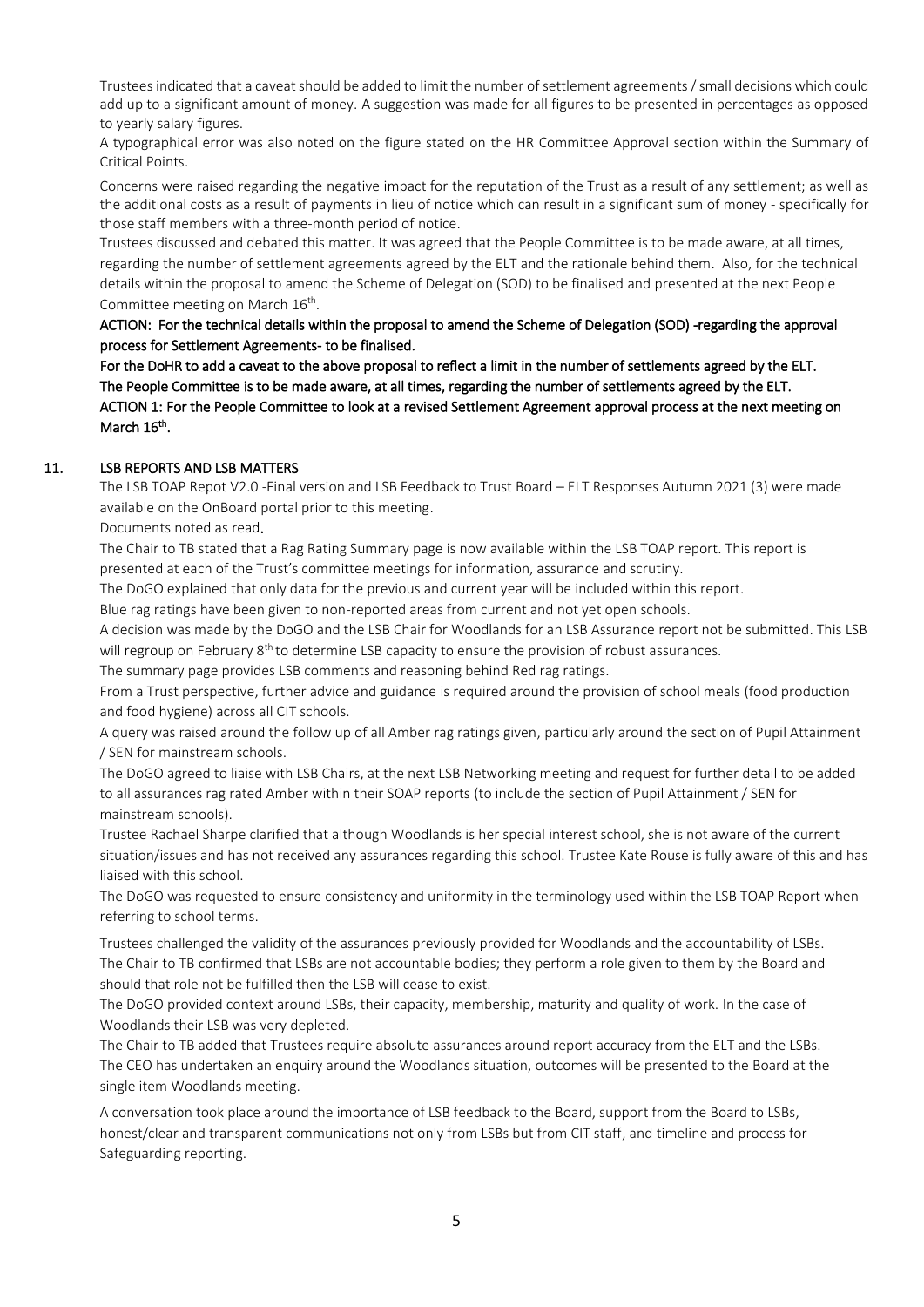Trustees indicated that a caveat should be added to limit the number of settlement agreements / small decisions which could add up to a significant amount of money. A suggestion was made for all figures to be presented in percentages as opposed to yearly salary figures.

A typographical error was also noted on the figure stated on the HR Committee Approval section within the Summary of Critical Points.

Concerns were raised regarding the negative impact for the reputation of the Trust as a result of any settlement; as well as the additional costs as a result of payments in lieu of notice which can result in a significant sum of money - specifically for those staff members with a three-month period of notice.

Trustees discussed and debated this matter. It was agreed that the People Committee is to be made aware, at all times, regarding the number of settlement agreements agreed by the ELT and the rationale behind them. Also, for the technical details within the proposal to amend the Scheme of Delegation (SOD) to be finalised and presented at the next People Committee meeting on March 16th.

ACTION: For the technical details within the proposal to amend the Scheme of Delegation (SOD) -regarding the approval process for Settlement Agreements- to be finalised.

For the DoHR to add a caveat to the above proposal to reflect a limit in the number of settlements agreed by the ELT.

The People Committee is to be made aware, at all times, regarding the number of settlements agreed by the ELT.

ACTION 1: For the People Committee to look at a revised Settlement Agreement approval process at the next meeting on March 16th.

## 11. LSB REPORTS AND LSB MATTERS

The LSB TOAP Repot V2.0 -Final version and LSB Feedback to Trust Board – ELT Responses Autumn 2021 (3) were made available on the OnBoard portal prior to this meeting.

Documents noted as read.

The Chair to TB stated that a Rag Rating Summary page is now available within the LSB TOAP report. This report is presented at each of the Trust's committee meetings for information, assurance and scrutiny.

The DoGO explained that only data for the previous and current year will be included within this report.

Blue rag ratings have been given to non-reported areas from current and not yet open schools.

A decision was made by the DoGO and the LSB Chair for Woodlands for an LSB Assurance report not be submitted. This LSB will regroup on February 8th to determine LSB capacity to ensure the provision of robust assurances.

The summary page provides LSB comments and reasoning behind Red rag ratings.

From a Trust perspective, further advice and guidance is required around the provision of school meals (food production and food hygiene) across all CIT schools.

A query was raised around the follow up of all Amber rag ratings given, particularly around the section of Pupil Attainment / SEN for mainstream schools.

The DoGO agreed to liaise with LSB Chairs, at the next LSB Networking meeting and request for further detail to be added to all assurances rag rated Amber within their SOAP reports (to include the section of Pupil Attainment / SEN for mainstream schools).

Trustee Rachael Sharpe clarified that although Woodlands is her special interest school, she is not aware of the current situation/issues and has not received any assurances regarding this school. Trustee Kate Rouse is fully aware of this and has liaised with this school.

The DoGO was requested to ensure consistency and uniformity in the terminology used within the LSB TOAP Report when referring to school terms.

Trustees challenged the validity of the assurances previously provided for Woodlands and the accountability of LSBs.

The Chair to TB confirmed that LSBs are not accountable bodies; they perform a role given to them by the Board and should that role not be fulfilled then the LSB will cease to exist.

The DoGO provided context around LSBs, their capacity, membership, maturity and quality of work. In the case of Woodlands their LSB was very depleted.

The Chair to TB added that Trustees require absolute assurances around report accuracy from the ELT and the LSBs.

The CEO has undertaken an enquiry around the Woodlands situation, outcomes will be presented to the Board at the single item Woodlands meeting.

A conversation took place around the importance of LSB feedback to the Board, support from the Board to LSBs, honest/clear and transparent communications not only from LSBs but from CIT staff, and timeline and process for Safeguarding reporting.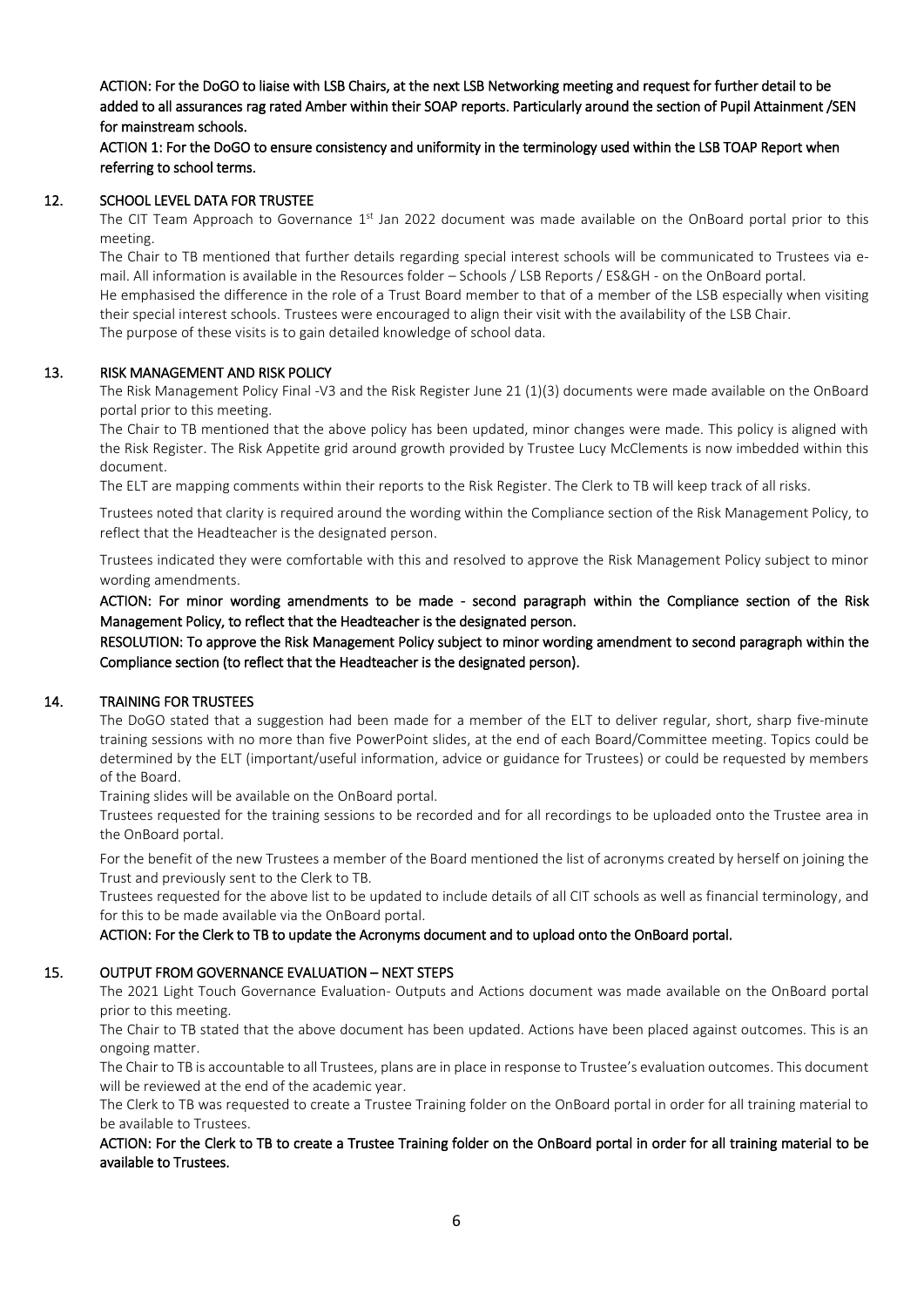**ACTION: For the DoGO to liaise with LSB Chairs, at the next LSB Networking meeting and request for further detail to be added to all assurances rag rated Amber within their SOAP reports. Particularly around the section of Pupil Attainment /SEN for mainstream schools.**

**ACTION 1: For the DoGO to ensure consistency and uniformity in the terminology used within the LSB TOAP Report when referring to school terms.**

## 12. SCHOOL LEVEL DATA FOR TRUSTEE

The CIT Team Approach to Governance 1st Jan 2022 document was made available on the OnBoard portal prior to this meeting.

The Chair to TB mentioned that further details regarding special interest schools will be communicated to Trustees via e-mail. All information is available in the Resources folder – Schools / LSB Reports / ES&GH - on the OnBoard portal.

He emphasised the difference in the role of a Trust Board member to that of a member of the LSB especially when visiting their special interest schools. Trustees were encouraged to align their visit with the availability of the LSB Chair.

The purpose of these visits is to gain detailed knowledge of school data.

## 13. RISK MANAGEMENT AND RISK POLICY

The Risk Management Policy Final -V3 and the Risk Register June 21 (1)(3) documents were made available on the OnBoard portal prior to this meeting.

The Chair to TB mentioned that the above policy has been updated, minor changes were made. This policy is aligned with the Risk Register. The Risk Appetite grid around growth provided by Trustee Lucy McClements is now imbedded within this document.

The ELT are mapping comments within their reports to the Risk Register. The Clerk to TB will keep track of all risks.

Trustees noted that clarity is required around the wording within the Compliance section of the Risk Management Policy, to reflect that the Headteacher is the designated person.

Trustees indicated they were comfortable with this and resolved to approve the Risk Management Policy subject to minor wording amendments.

**ACTION: For minor wording amendments to be made - second paragraph within the Compliance section of the Risk Management Policy, to reflect that the Headteacher is the designated person.**

**RESOLUTION: To approve the Risk Management Policy subject to minor wording amendment to second paragraph within the Compliance section (to reflect that the Headteacher is the designated person).**

## 14. TRAINING FOR TRUSTEES

The DoGO stated that a suggestion had been made for a member of the ELT to deliver regular, short, sharp five-minute training sessions with no more than five PowerPoint slides, at the end of each Board/Committee meeting. Topics could be determined by the ELT (important/useful information, advice or guidance for Trustees) or could be requested by members of the Board.

Training slides will be available on the OnBoard portal.

Trustees requested for the training sessions to be recorded and for all recordings to be uploaded onto the Trustee area in the OnBoard portal.

For the benefit of the new Trustees a member of the Board mentioned the list of acronyms created by herself on joining the Trust and previously sent to the Clerk to TB.

Trustees requested for the above list to be updated to include details of all CIT schools as well as financial terminology, and for this to be made available via the OnBoard portal.

**ACTION: For the Clerk to TB to update the Acronyms document and to upload onto the OnBoard portal.**

## 15. OUTPUT FROM GOVERNANCE EVALUATION – NEXT STEPS

The 2021 Light Touch Governance Evaluation- Outputs and Actions document was made available on the OnBoard portal prior to this meeting.

The Chair to TB stated that the above document has been updated. Actions have been placed against outcomes. This is an ongoing matter.

The Chair to TB is accountable to all Trustees, plans are in place in response to Trustee's evaluation outcomes. This document will be reviewed at the end of the academic year.

The Clerk to TB was requested to create a Trustee Training folder on the OnBoard portal in order for all training material to be available to Trustees.

**ACTION: For the Clerk to TB to create a Trustee Training folder on the OnBoard portal in order for all training material to be available to Trustees.**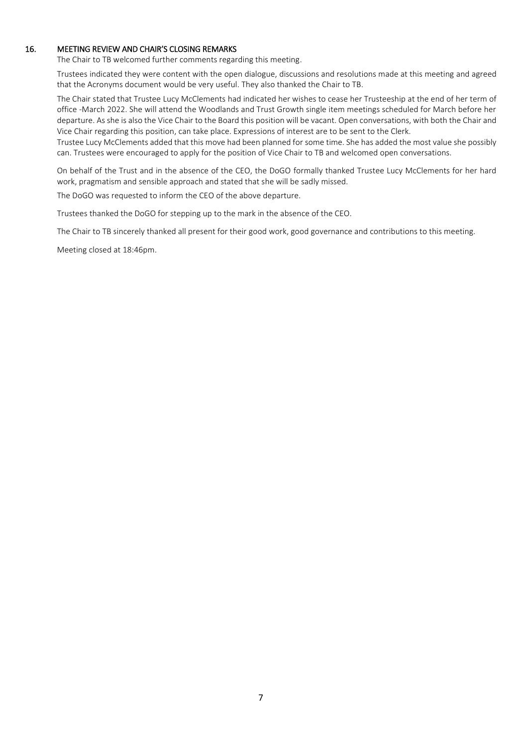## 16. MEETING REVIEW AND CHAIR'S CLOSING REMARKS

The Chair to TB welcomed further comments regarding this meeting.

Trustees indicated they were content with the open dialogue, discussions and resolutions made at this meeting and agreed that the Acronyms document would be very useful. They also thanked the Chair to TB.

The Chair stated that Trustee Lucy McClements had indicated her wishes to cease her Trusteeship at the end of her term of office -March 2022. She will attend the Woodlands and Trust Growth single item meetings scheduled for March before her departure. As she is also the Vice Chair to the Board this position will be vacant. Open conversations, with both the Chair and Vice Chair regarding this position, can take place. Expressions of interest are to be sent to the Clerk.
Trustee Lucy McClements added that this move had been planned for some time. She has added the most value she possibly can. Trustees were encouraged to apply for the position of Vice Chair to TB and welcomed open conversations.

On behalf of the Trust and in the absence of the CEO, the DoGO formally thanked Trustee Lucy McClements for her hard work, pragmatism and sensible approach and stated that she will be sadly missed.

The DoGO was requested to inform the CEO of the above departure.

Trustees thanked the DoGO for stepping up to the mark in the absence of the CEO.

The Chair to TB sincerely thanked all present for their good work, good governance and contributions to this meeting.

Meeting closed at 18:46pm.